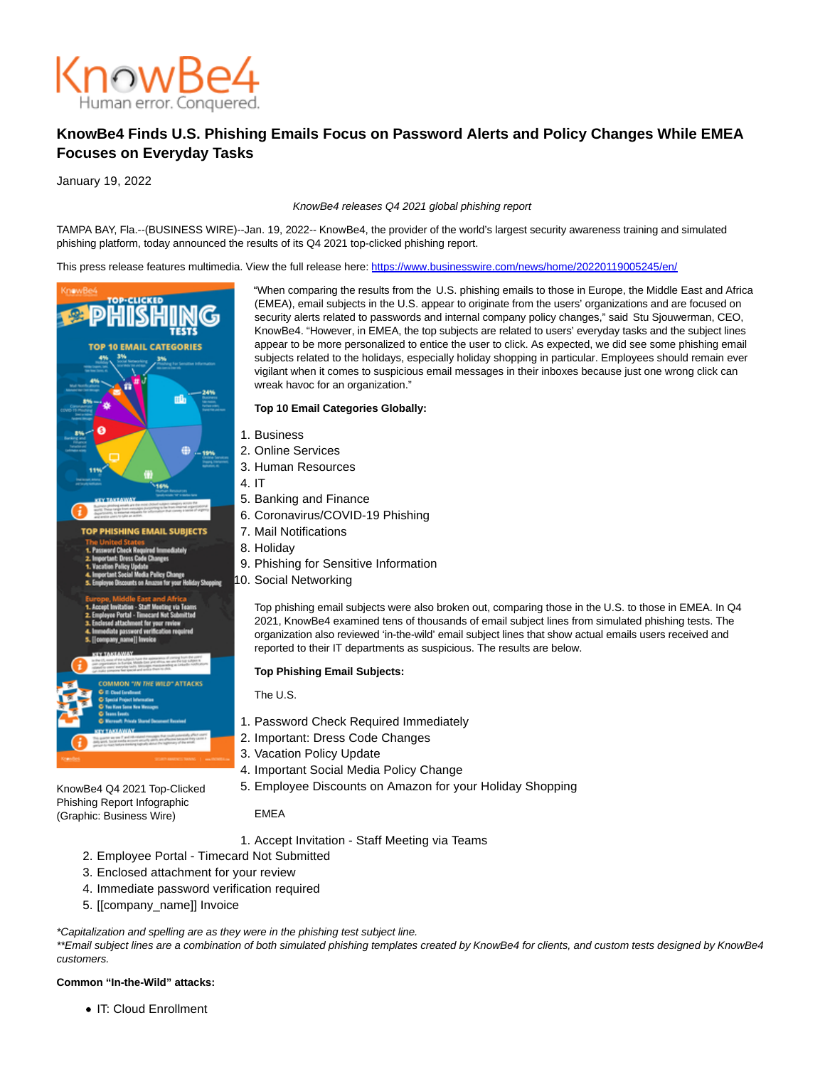KnowBe4
Human error. Conquered.

# KnowBe4 Finds U.S. Phishing Emails Focus on Password Alerts and Policy Changes While EMEA Focuses on Everyday Tasks

January 19, 2022

*KnowBe4 releases Q4 2021 global phishing report*

TAMPA BAY, Fla.--(BUSINESS WIRE)--Jan. 19, 2022-- KnowBe4, the provider of the world's largest security awareness training and simulated phishing platform, today announced the results of its Q4 2021 top-clicked phishing report.

This press release features multimedia. View the full release here: https://www.businesswire.com/news/home/20220119005245/en/

KnowBe4 Q4 2021 Top-Clicked Phishing Report Infographic (Graphic: Business Wire)

"When comparing the results from the U.S. phishing emails to those in Europe, the Middle East and Africa (EMEA), email subjects in the U.S. appear to originate from the users' organizations and are focused on security alerts related to passwords and internal company policy changes," said Stu Sjouwerman, CEO, KnowBe4. "However, in EMEA, the top subjects are related to users' everyday tasks and the subject lines appear to be more personalized to entice the user to click. As expected, we did see some phishing email subjects related to the holidays, especially holiday shopping in particular. Employees should remain ever vigilant when it comes to suspicious email messages in their inboxes because just one wrong click can wreak havoc for an organization."

**Top 10 Email Categories Globally:**

1. Business
2. Online Services
3. Human Resources
4. IT
5. Banking and Finance
6. Coronavirus/COVID-19 Phishing
7. Mail Notifications
8. Holiday
9. Phishing for Sensitive Information
10. Social Networking

Top phishing email subjects were also broken out, comparing those in the U.S. to those in EMEA. In Q4 2021, KnowBe4 examined tens of thousands of email subject lines from simulated phishing tests. The organization also reviewed 'in-the-wild' email subject lines that show actual emails users received and reported to their IT departments as suspicious. The results are below.

**Top Phishing Email Subjects:**

The U.S.

1. Password Check Required Immediately
2. Important: Dress Code Changes
3. Vacation Policy Update
4. Important Social Media Policy Change
5. Employee Discounts on Amazon for your Holiday Shopping

EMEA

1. Accept Invitation - Staff Meeting via Teams
2. Employee Portal - Timecard Not Submitted
3. Enclosed attachment for your review
4. Immediate password verification required
5. [[company_name]] Invoice

*\*Capitalization and spelling are as they were in the phishing test subject line.*
*\*\*Email subject lines are a combination of both simulated phishing templates created by KnowBe4 for clients, and custom tests designed by KnowBe4 customers.*

**Common "In-the-Wild" attacks:**

- IT: Cloud Enrollment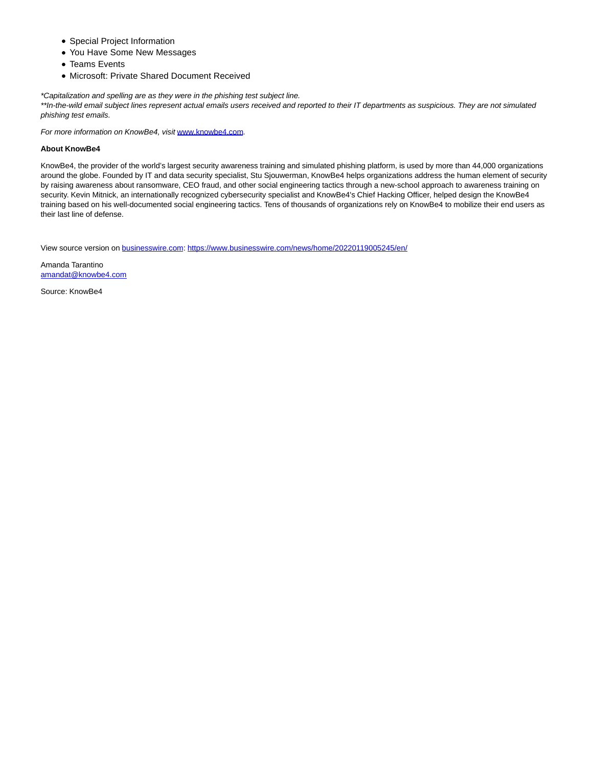- Special Project Information
- You Have Some New Messages
- Teams Events
- Microsoft: Private Shared Document Received

*\*Capitalization and spelling are as they were in the phishing test subject line.*
*\*\*In-the-wild email subject lines represent actual emails users received and reported to their IT departments as suspicious. They are not simulated phishing test emails.*

*For more information on KnowBe4, visit [www.knowbe4.com](www.knowbe4.com).*

**About KnowBe4**

KnowBe4, the provider of the world's largest security awareness training and simulated phishing platform, is used by more than 44,000 organizations around the globe. Founded by IT and data security specialist, Stu Sjouwerman, KnowBe4 helps organizations address the human element of security by raising awareness about ransomware, CEO fraud, and other social engineering tactics through a new-school approach to awareness training on security. Kevin Mitnick, an internationally recognized cybersecurity specialist and KnowBe4's Chief Hacking Officer, helped design the KnowBe4 training based on his well-documented social engineering tactics. Tens of thousands of organizations rely on KnowBe4 to mobilize their end users as their last line of defense.

View source version on businesswire.com: https://www.businesswire.com/news/home/20220119005245/en/

Amanda Tarantino
amandat@knowbe4.com

Source: KnowBe4